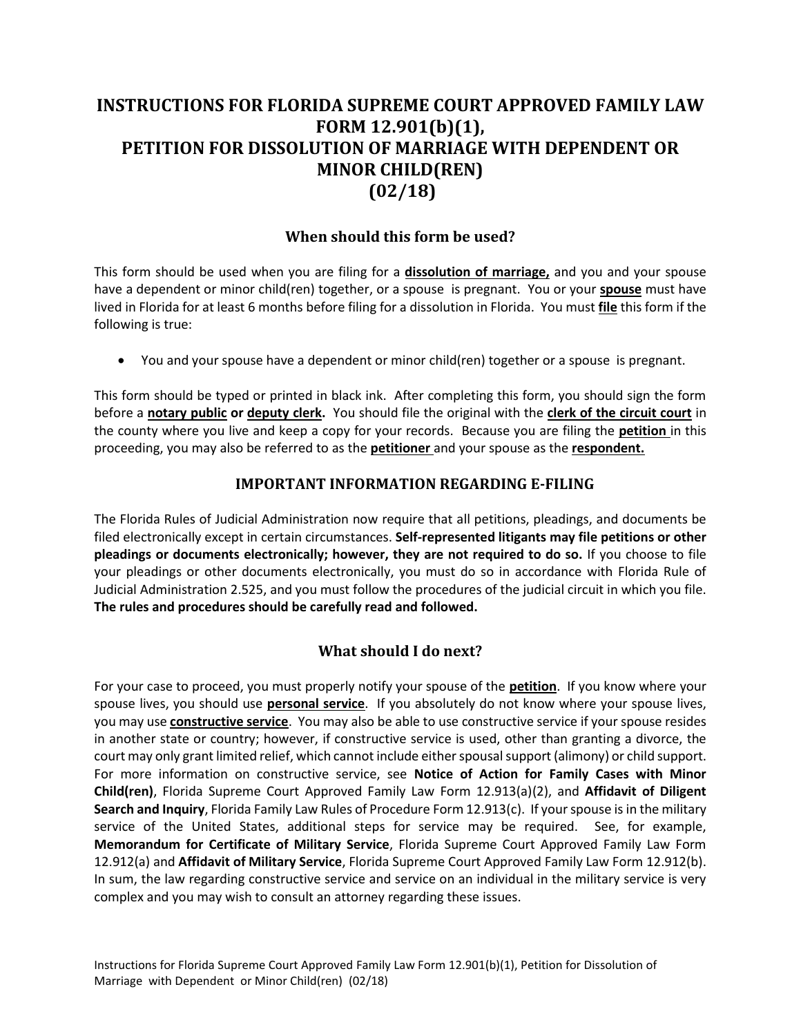# INSTRUCTIONS FOR FLORIDA SUPREME COURT APPROVED FAMILY LAW FORM 12.901(b)(1), PETITION FOR DISSOLUTION OF MARRIAGE WITH DEPENDENT OR MINOR CHILD(REN) (02/18)

## When should this form be used?

This form should be used when you are filing for a **dissolution of marriage,** and you and your spouse have a dependent or minor child(ren) together, or a spouse is pregnant. You or your **spouse** must have lived in Florida for at least 6 months before filing for a dissolution in Florida. You must **file** this form if the following is true:

- You and your spouse have a dependent or minor child(ren) together or a spouse is pregnant.

This form should be typed or printed in black ink. After completing this form, you should sign the form before a **notary public or deputy clerk.** You should file the original with the **clerk of the circuit court** in the county where you live and keep a copy for your records. Because you are filing the **petition** in this proceeding, you may also be referred to as the **petitioner** and your spouse as the **respondent.**

### IMPORTANT INFORMATION REGARDING E-FILING

The Florida Rules of Judicial Administration now require that all petitions, pleadings, and documents be filed electronically except in certain circumstances. **Self-represented litigants may file petitions or other pleadings or documents electronically; however, they are not required to do so.** If you choose to file your pleadings or other documents electronically, you must do so in accordance with Florida Rule of Judicial Administration 2.525, and you must follow the procedures of the judicial circuit in which you file. **The rules and procedures should be carefully read and followed.**

## What should I do next?

For your case to proceed, you must properly notify your spouse of the **petition**. If you know where your spouse lives, you should use **personal service**. If you absolutely do not know where your spouse lives, you may use **constructive service**. You may also be able to use constructive service if your spouse resides in another state or country; however, if constructive service is used, other than granting a divorce, the court may only grant limited relief, which cannot include either spousal support (alimony) or child support. For more information on constructive service, see **Notice of Action for Family Cases with Minor Child(ren)**, Florida Supreme Court Approved Family Law Form 12.913(a)(2), and **Affidavit of Diligent Search and Inquiry**, Florida Family Law Rules of Procedure Form 12.913(c). If your spouse is in the military service of the United States, additional steps for service may be required. See, for example, **Memorandum for Certificate of Military Service**, Florida Supreme Court Approved Family Law Form 12.912(a) and **Affidavit of Military Service**, Florida Supreme Court Approved Family Law Form 12.912(b). In sum, the law regarding constructive service and service on an individual in the military service is very complex and you may wish to consult an attorney regarding these issues.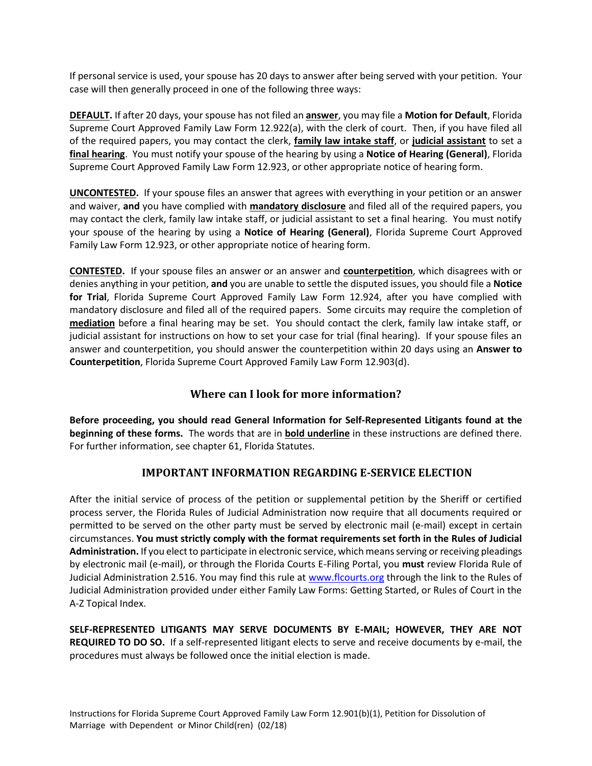If personal service is used, your spouse has 20 days to answer after being served with your petition. Your case will then generally proceed in one of the following three ways:

**DEFAULT.** If after 20 days, your spouse has not filed an **answer**, you may file a **Motion for Default**, Florida Supreme Court Approved Family Law Form 12.922(a), with the clerk of court. Then, if you have filed all of the required papers, you may contact the clerk, **family law intake staff**, or **judicial assistant** to set a **final hearing**. You must notify your spouse of the hearing by using a **Notice of Hearing (General)**, Florida Supreme Court Approved Family Law Form 12.923, or other appropriate notice of hearing form.

**UNCONTESTED.** If your spouse files an answer that agrees with everything in your petition or an answer and waiver, **and** you have complied with **mandatory disclosure** and filed all of the required papers, you may contact the clerk, family law intake staff, or judicial assistant to set a final hearing. You must notify your spouse of the hearing by using a **Notice of Hearing (General)**, Florida Supreme Court Approved Family Law Form 12.923, or other appropriate notice of hearing form.

**CONTESTED.** If your spouse files an answer or an answer and **counterpetition**, which disagrees with or denies anything in your petition, **and** you are unable to settle the disputed issues, you should file a **Notice for Trial**, Florida Supreme Court Approved Family Law Form 12.924, after you have complied with mandatory disclosure and filed all of the required papers. Some circuits may require the completion of **mediation** before a final hearing may be set. You should contact the clerk, family law intake staff, or judicial assistant for instructions on how to set your case for trial (final hearing). If your spouse files an answer and counterpetition, you should answer the counterpetition within 20 days using an **Answer to Counterpetition**, Florida Supreme Court Approved Family Law Form 12.903(d).

## Where can I look for more information?

**Before proceeding, you should read General Information for Self-Represented Litigants found at the beginning of these forms.** The words that are in **bold underline** in these instructions are defined there. For further information, see chapter 61, Florida Statutes.

## IMPORTANT INFORMATION REGARDING E-SERVICE ELECTION

After the initial service of process of the petition or supplemental petition by the Sheriff or certified process server, the Florida Rules of Judicial Administration now require that all documents required or permitted to be served on the other party must be served by electronic mail (e-mail) except in certain circumstances. **You must strictly comply with the format requirements set forth in the Rules of Judicial Administration.** If you elect to participate in electronic service, which means serving or receiving pleadings by electronic mail (e-mail), or through the Florida Courts E-Filing Portal, you **must** review Florida Rule of Judicial Administration 2.516. You may find this rule at www.flcourts.org through the link to the Rules of Judicial Administration provided under either Family Law Forms: Getting Started, or Rules of Court in the A-Z Topical Index.

**SELF-REPRESENTED LITIGANTS MAY SERVE DOCUMENTS BY E-MAIL; HOWEVER, THEY ARE NOT REQUIRED TO DO SO.** If a self-represented litigant elects to serve and receive documents by e-mail, the procedures must always be followed once the initial election is made.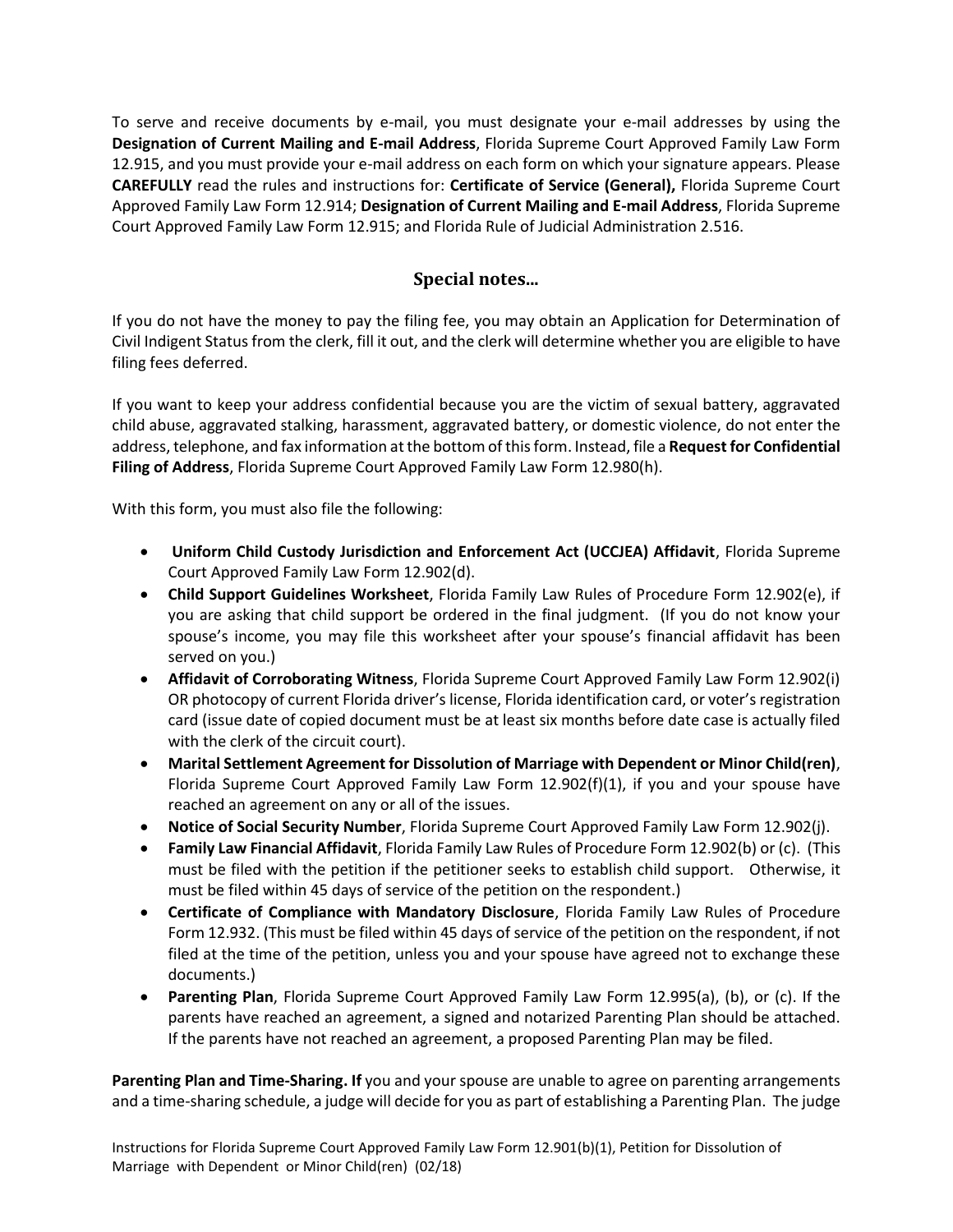To serve and receive documents by e-mail, you must designate your e-mail addresses by using the **Designation of Current Mailing and E-mail Address**, Florida Supreme Court Approved Family Law Form 12.915, and you must provide your e-mail address on each form on which your signature appears. Please **CAREFULLY** read the rules and instructions for: **Certificate of Service (General),** Florida Supreme Court Approved Family Law Form 12.914; **Designation of Current Mailing and E-mail Address**, Florida Supreme Court Approved Family Law Form 12.915; and Florida Rule of Judicial Administration 2.516.

## Special notes...

If you do not have the money to pay the filing fee, you may obtain an Application for Determination of Civil Indigent Status from the clerk, fill it out, and the clerk will determine whether you are eligible to have filing fees deferred.

If you want to keep your address confidential because you are the victim of sexual battery, aggravated child abuse, aggravated stalking, harassment, aggravated battery, or domestic violence, do not enter the address, telephone, and fax information at the bottom of this form. Instead, file a **Request for Confidential Filing of Address**, Florida Supreme Court Approved Family Law Form 12.980(h).

With this form, you must also file the following:

- **Uniform Child Custody Jurisdiction and Enforcement Act (UCCJEA) Affidavit**, Florida Supreme Court Approved Family Law Form 12.902(d).
- **Child Support Guidelines Worksheet**, Florida Family Law Rules of Procedure Form 12.902(e), if you are asking that child support be ordered in the final judgment. (If you do not know your spouse's income, you may file this worksheet after your spouse's financial affidavit has been served on you.)
- **Affidavit of Corroborating Witness**, Florida Supreme Court Approved Family Law Form 12.902(i) OR photocopy of current Florida driver's license, Florida identification card, or voter's registration card (issue date of copied document must be at least six months before date case is actually filed with the clerk of the circuit court).
- **Marital Settlement Agreement for Dissolution of Marriage with Dependent or Minor Child(ren)**, Florida Supreme Court Approved Family Law Form 12.902(f)(1), if you and your spouse have reached an agreement on any or all of the issues.
- **Notice of Social Security Number**, Florida Supreme Court Approved Family Law Form 12.902(j).
- **Family Law Financial Affidavit**, Florida Family Law Rules of Procedure Form 12.902(b) or (c). (This must be filed with the petition if the petitioner seeks to establish child support. Otherwise, it must be filed within 45 days of service of the petition on the respondent.)
- **Certificate of Compliance with Mandatory Disclosure**, Florida Family Law Rules of Procedure Form 12.932. (This must be filed within 45 days of service of the petition on the respondent, if not filed at the time of the petition, unless you and your spouse have agreed not to exchange these documents.)
- **Parenting Plan**, Florida Supreme Court Approved Family Law Form 12.995(a), (b), or (c). If the parents have reached an agreement, a signed and notarized Parenting Plan should be attached. If the parents have not reached an agreement, a proposed Parenting Plan may be filed.

**Parenting Plan and Time-Sharing. If** you and your spouse are unable to agree on parenting arrangements and a time-sharing schedule, a judge will decide for you as part of establishing a Parenting Plan. The judge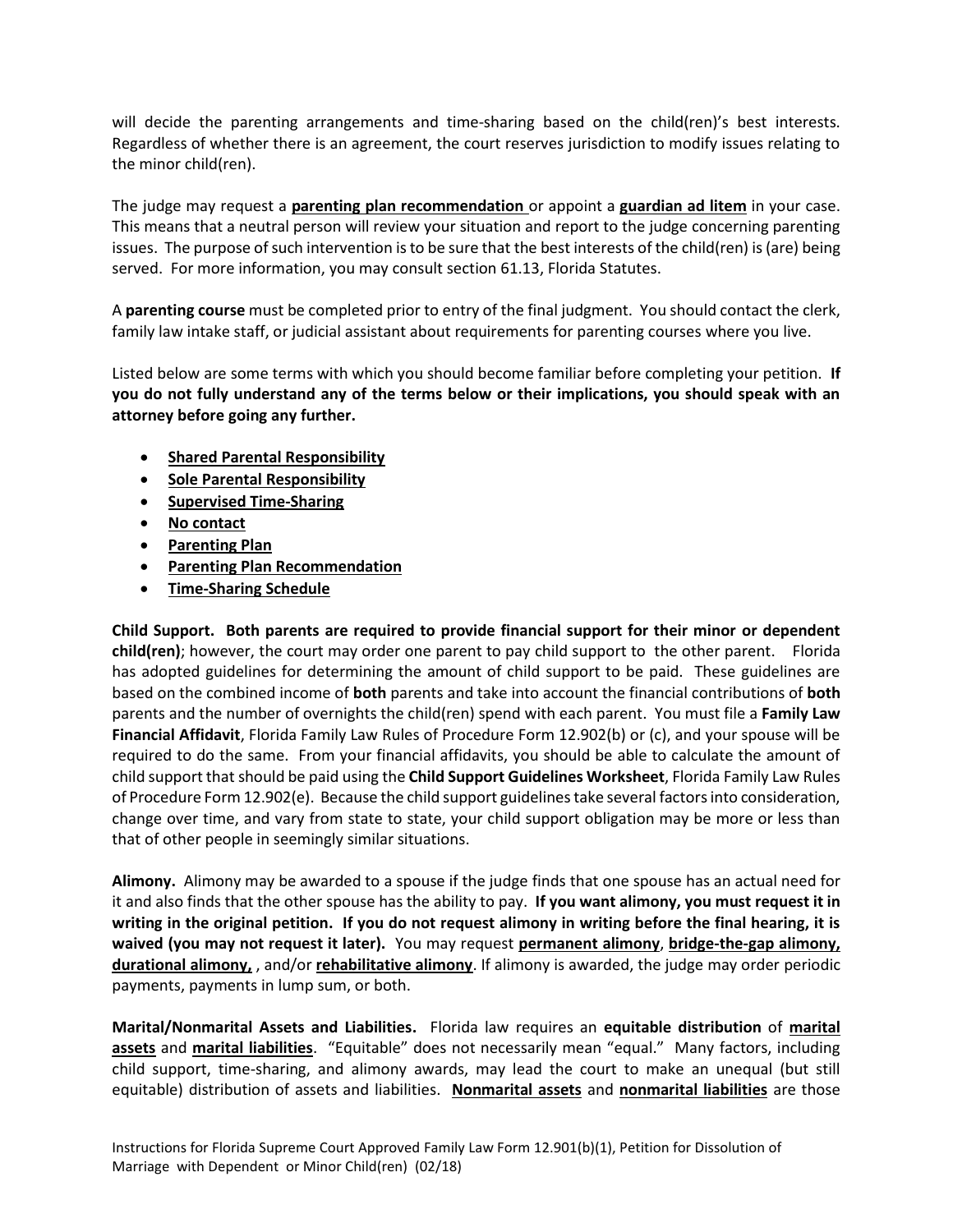will decide the parenting arrangements and time-sharing based on the child(ren)'s best interests. Regardless of whether there is an agreement, the court reserves jurisdiction to modify issues relating to the minor child(ren).

The judge may request a **parenting plan recommendation** or appoint a **guardian ad litem** in your case. This means that a neutral person will review your situation and report to the judge concerning parenting issues. The purpose of such intervention is to be sure that the best interests of the child(ren) is (are) being served. For more information, you may consult section 61.13, Florida Statutes.

A **parenting course** must be completed prior to entry of the final judgment. You should contact the clerk, family law intake staff, or judicial assistant about requirements for parenting courses where you live.

Listed below are some terms with which you should become familiar before completing your petition. **If you do not fully understand any of the terms below or their implications, you should speak with an attorney before going any further.**

- **Shared Parental Responsibility**
- **Sole Parental Responsibility**
- **Supervised Time-Sharing**
- **No contact**
- **Parenting Plan**
- **Parenting Plan Recommendation**
- **Time-Sharing Schedule**

**Child Support. Both parents are required to provide financial support for their minor or dependent child(ren)**; however, the court may order one parent to pay child support to the other parent. Florida has adopted guidelines for determining the amount of child support to be paid. These guidelines are based on the combined income of **both** parents and take into account the financial contributions of **both** parents and the number of overnights the child(ren) spend with each parent. You must file a **Family Law Financial Affidavit**, Florida Family Law Rules of Procedure Form 12.902(b) or (c), and your spouse will be required to do the same. From your financial affidavits, you should be able to calculate the amount of child support that should be paid using the **Child Support Guidelines Worksheet**, Florida Family Law Rules of Procedure Form 12.902(e). Because the child support guidelines take several factors into consideration, change over time, and vary from state to state, your child support obligation may be more or less than that of other people in seemingly similar situations.

**Alimony.** Alimony may be awarded to a spouse if the judge finds that one spouse has an actual need for it and also finds that the other spouse has the ability to pay. **If you want alimony, you must request it in writing in the original petition. If you do not request alimony in writing before the final hearing, it is waived (you may not request it later).** You may request **permanent alimony**, **bridge-the-gap alimony, durational alimony,** , and/or **rehabilitative alimony**. If alimony is awarded, the judge may order periodic payments, payments in lump sum, or both.

**Marital/Nonmarital Assets and Liabilities.** Florida law requires an **equitable distribution** of **marital assets** and **marital liabilities**. "Equitable" does not necessarily mean "equal." Many factors, including child support, time-sharing, and alimony awards, may lead the court to make an unequal (but still equitable) distribution of assets and liabilities. **Nonmarital assets** and **nonmarital liabilities** are those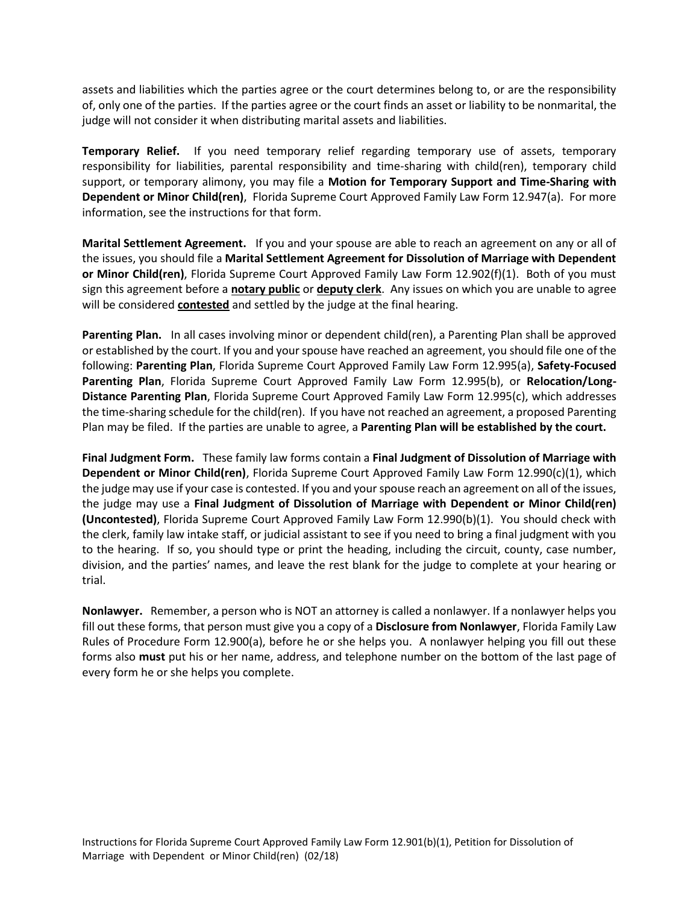assets and liabilities which the parties agree or the court determines belong to, or are the responsibility of, only one of the parties. If the parties agree or the court finds an asset or liability to be nonmarital, the judge will not consider it when distributing marital assets and liabilities.

**Temporary Relief.** If you need temporary relief regarding temporary use of assets, temporary responsibility for liabilities, parental responsibility and time-sharing with child(ren), temporary child support, or temporary alimony, you may file a **Motion for Temporary Support and Time-Sharing with Dependent or Minor Child(ren)**, Florida Supreme Court Approved Family Law Form 12.947(a). For more information, see the instructions for that form.

**Marital Settlement Agreement.** If you and your spouse are able to reach an agreement on any or all of the issues, you should file a **Marital Settlement Agreement for Dissolution of Marriage with Dependent or Minor Child(ren)**, Florida Supreme Court Approved Family Law Form 12.902(f)(1). Both of you must sign this agreement before a **notary public** or **deputy clerk**. Any issues on which you are unable to agree will be considered **contested** and settled by the judge at the final hearing.

**Parenting Plan.** In all cases involving minor or dependent child(ren), a Parenting Plan shall be approved or established by the court. If you and your spouse have reached an agreement, you should file one of the following: **Parenting Plan**, Florida Supreme Court Approved Family Law Form 12.995(a), **Safety-Focused Parenting Plan**, Florida Supreme Court Approved Family Law Form 12.995(b), or **Relocation/Long-Distance Parenting Plan**, Florida Supreme Court Approved Family Law Form 12.995(c), which addresses the time-sharing schedule for the child(ren). If you have not reached an agreement, a proposed Parenting Plan may be filed. If the parties are unable to agree, a **Parenting Plan will be established by the court.**

**Final Judgment Form.** These family law forms contain a **Final Judgment of Dissolution of Marriage with Dependent or Minor Child(ren)**, Florida Supreme Court Approved Family Law Form 12.990(c)(1), which the judge may use if your case is contested. If you and your spouse reach an agreement on all of the issues, the judge may use a **Final Judgment of Dissolution of Marriage with Dependent or Minor Child(ren) (Uncontested)**, Florida Supreme Court Approved Family Law Form 12.990(b)(1). You should check with the clerk, family law intake staff, or judicial assistant to see if you need to bring a final judgment with you to the hearing. If so, you should type or print the heading, including the circuit, county, case number, division, and the parties' names, and leave the rest blank for the judge to complete at your hearing or trial.

**Nonlawyer.** Remember, a person who is NOT an attorney is called a nonlawyer. If a nonlawyer helps you fill out these forms, that person must give you a copy of a **Disclosure from Nonlawyer**, Florida Family Law Rules of Procedure Form 12.900(a), before he or she helps you. A nonlawyer helping you fill out these forms also **must** put his or her name, address, and telephone number on the bottom of the last page of every form he or she helps you complete.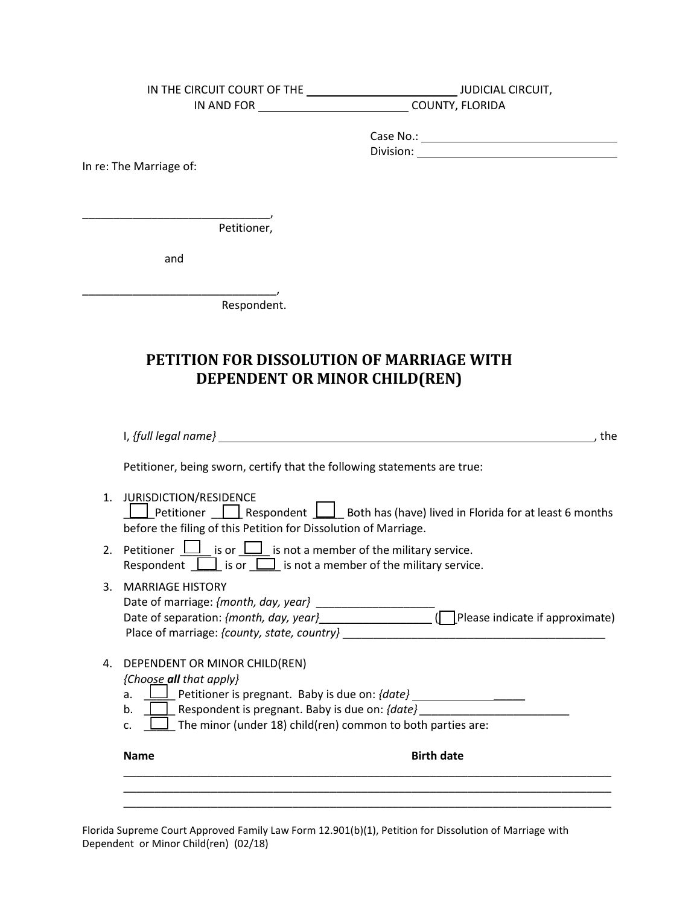IN THE CIRCUIT COURT OF THE ______________________ JUDICIAL CIRCUIT,
IN AND FOR ______________________ COUNTY, FLORIDA

Case No.: ______________________
Division: ______________________

In re: The Marriage of:

______________________________,
Petitioner,

and

______________________________,
Respondent.

# PETITION FOR DISSOLUTION OF MARRIAGE WITH DEPENDENT OR MINOR CHILD(REN)

I, *{full legal name}* ______________________________________________________, the

Petitioner, being sworn, certify that the following statements are true:

1. JURISDICTION/RESIDENCE
   ☐ Petitioner ☐ Respondent ☐ Both has (have) lived in Florida for at least 6 months before the filing of this Petition for Dissolution of Marriage.

2. Petitioner ☐ is or ☐ is not a member of the military service.
   Respondent ☐ is or ☐ is not a member of the military service.

3. MARRIAGE HISTORY
   Date of marriage: *{month, day, year}* ___________________
   Date of separation: *{month, day, year}* _________________ (☐ Please indicate if approximate)
   Place of marriage: *{county, state, country}* __________________________________________

4. DEPENDENT OR MINOR CHILD(REN)
   *{Choose **all** that apply}*
   a. ☐ Petitioner is pregnant. Baby is due on: *{date}* ___________________
   b. ☐ Respondent is pregnant. Baby is due on: *{date}* ________________________
   c. ☐ The minor (under 18) child(ren) common to both parties are:

| **Name** | **Birth date** |
|---|---|
| | |
| | |
| | |

Florida Supreme Court Approved Family Law Form 12.901(b)(1), Petition for Dissolution of Marriage with Dependent or Minor Child(ren) (02/18)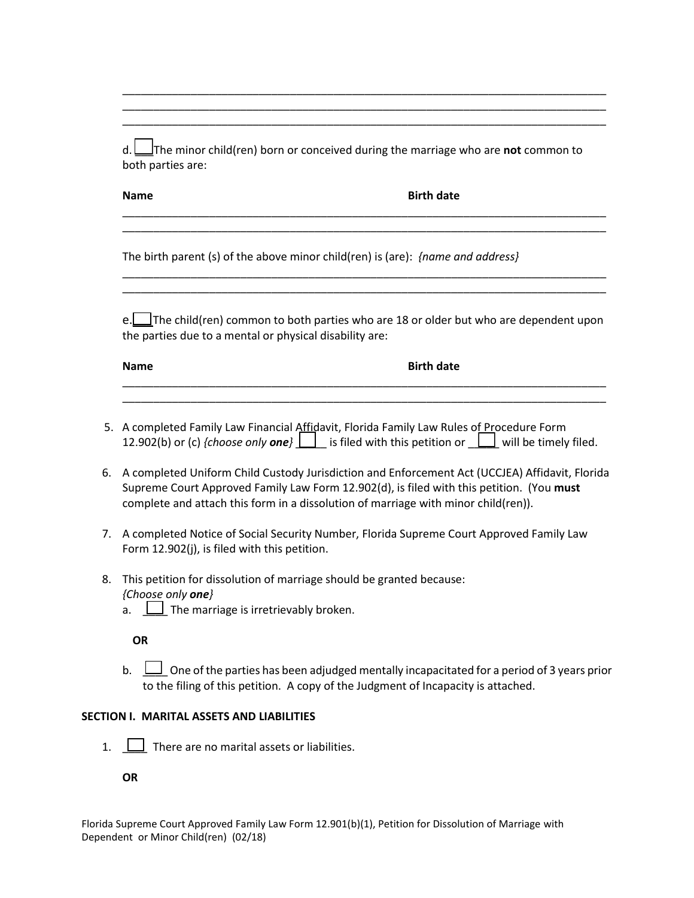\_\_\_\_\_\_\_\_\_\_\_\_\_\_\_\_\_\_\_\_\_\_\_\_\_\_\_\_\_\_\_\_\_\_\_\_\_\_\_\_\_\_\_\_\_\_\_\_\_\_\_\_\_\_\_\_\_\_\_\_\_\_\_\_\_\_\_\_\_\_\_\_\_\_\_\_\_\_
\_\_\_\_\_\_\_\_\_\_\_\_\_\_\_\_\_\_\_\_\_\_\_\_\_\_\_\_\_\_\_\_\_\_\_\_\_\_\_\_\_\_\_\_\_\_\_\_\_\_\_\_\_\_\_\_\_\_\_\_\_\_\_\_\_\_\_\_\_\_\_\_\_\_\_\_\_\_
\_\_\_\_\_\_\_\_\_\_\_\_\_\_\_\_\_\_\_\_\_\_\_\_\_\_\_\_\_\_\_\_\_\_\_\_\_\_\_\_\_\_\_\_\_\_\_\_\_\_\_\_\_\_\_\_\_\_\_\_\_\_\_\_\_\_\_\_\_\_\_\_\_\_\_\_\_\_

d. ☐ The minor child(ren) born or conceived during the marriage who are **not** common to both parties are:

| **Name** | **Birth date** |
|---|---|
| | |
| | |

The birth parent (s) of the above minor child(ren) is (are): *{name and address}*

\_\_\_\_\_\_\_\_\_\_\_\_\_\_\_\_\_\_\_\_\_\_\_\_\_\_\_\_\_\_\_\_\_\_\_\_\_\_\_\_\_\_\_\_\_\_\_\_\_\_\_\_\_\_\_\_\_\_\_\_\_\_\_\_\_\_\_\_\_\_\_\_\_\_\_\_\_\_
\_\_\_\_\_\_\_\_\_\_\_\_\_\_\_\_\_\_\_\_\_\_\_\_\_\_\_\_\_\_\_\_\_\_\_\_\_\_\_\_\_\_\_\_\_\_\_\_\_\_\_\_\_\_\_\_\_\_\_\_\_\_\_\_\_\_\_\_\_\_\_\_\_\_\_\_\_\_

e. ☐ The child(ren) common to both parties who are 18 or older but who are dependent upon the parties due to a mental or physical disability are:

| **Name** | **Birth date** |
|---|---|
| | |
| | |

5. A completed Family Law Financial Affidavit, Florida Family Law Rules of Procedure Form 12.902(b) or (c) *{choose only **one**}* ☐ is filed with this petition or ☐ will be timely filed.

6. A completed Uniform Child Custody Jurisdiction and Enforcement Act (UCCJEA) Affidavit, Florida Supreme Court Approved Family Law Form 12.902(d), is filed with this petition. (You **must** complete and attach this form in a dissolution of marriage with minor child(ren)).

7. A completed Notice of Social Security Number, Florida Supreme Court Approved Family Law Form 12.902(j), is filed with this petition.

8. This petition for dissolution of marriage should be granted because: *{Choose only **one**}*

   a. ☐ The marriage is irretrievably broken.

   **OR**

   b. ☐ One of the parties has been adjudged mentally incapacitated for a period of 3 years prior to the filing of this petition. A copy of the Judgment of Incapacity is attached.

**SECTION I. MARITAL ASSETS AND LIABILITIES**

1. ☐ There are no marital assets or liabilities.

   **OR**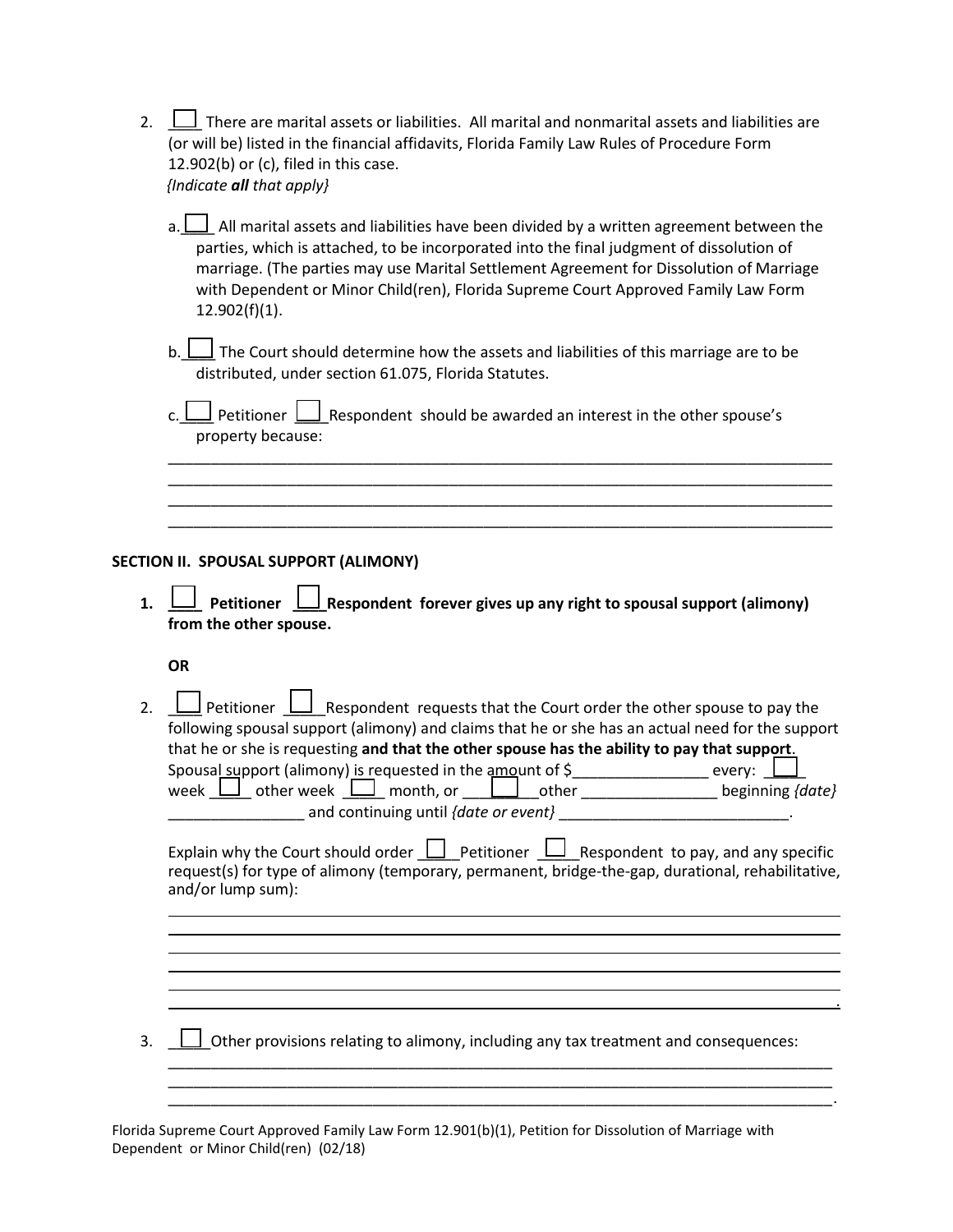2. ☐ There are marital assets or liabilities. All marital and nonmarital assets and liabilities are (or will be) listed in the financial affidavits, Florida Family Law Rules of Procedure Form 12.902(b) or (c), filed in this case.
   *{Indicate **all** that apply}*

   a. ☐ All marital assets and liabilities have been divided by a written agreement between the parties, which is attached, to be incorporated into the final judgment of dissolution of marriage. (The parties may use Marital Settlement Agreement for Dissolution of Marriage with Dependent or Minor Child(ren), Florida Supreme Court Approved Family Law Form 12.902(f)(1).

   b. ☐ The Court should determine how the assets and liabilities of this marriage are to be distributed, under section 61.075, Florida Statutes.

   c. ☐ Petitioner ☐ Respondent should be awarded an interest in the other spouse's property because:
   ______________________________________________________________________________
   ______________________________________________________________________________
   ______________________________________________________________________________
   ______________________________________________________________________________

## SECTION II. SPOUSAL SUPPORT (ALIMONY)

1. **☐ Petitioner ☐ Respondent forever gives up any right to spousal support (alimony) from the other spouse.**

   **OR**

2. ☐ Petitioner ☐ Respondent requests that the Court order the other spouse to pay the following spousal support (alimony) and claims that he or she has an actual need for the support that he or she is requesting **and that the other spouse has the ability to pay that support**. Spousal support (alimony) is requested in the amount of $________________ every: ☐ week ☐ other week ☐ month, or ☐ other ________________ beginning *{date}* ________________ and continuing until *{date or event}* ___________________________.

   Explain why the Court should order ☐ Petitioner ☐ Respondent to pay, and any specific request(s) for type of alimony (temporary, permanent, bridge-the-gap, durational, rehabilitative, and/or lump sum):
   ______________________________________________________________________________
   ______________________________________________________________________________
   ______________________________________________________________________________
   ______________________________________________________________________________
   ______________________________________________________________________________
   ______________________________________________________________________________.

3. ☐ Other provisions relating to alimony, including any tax treatment and consequences:
   ______________________________________________________________________________
   ______________________________________________________________________________
   ______________________________________________________________________________.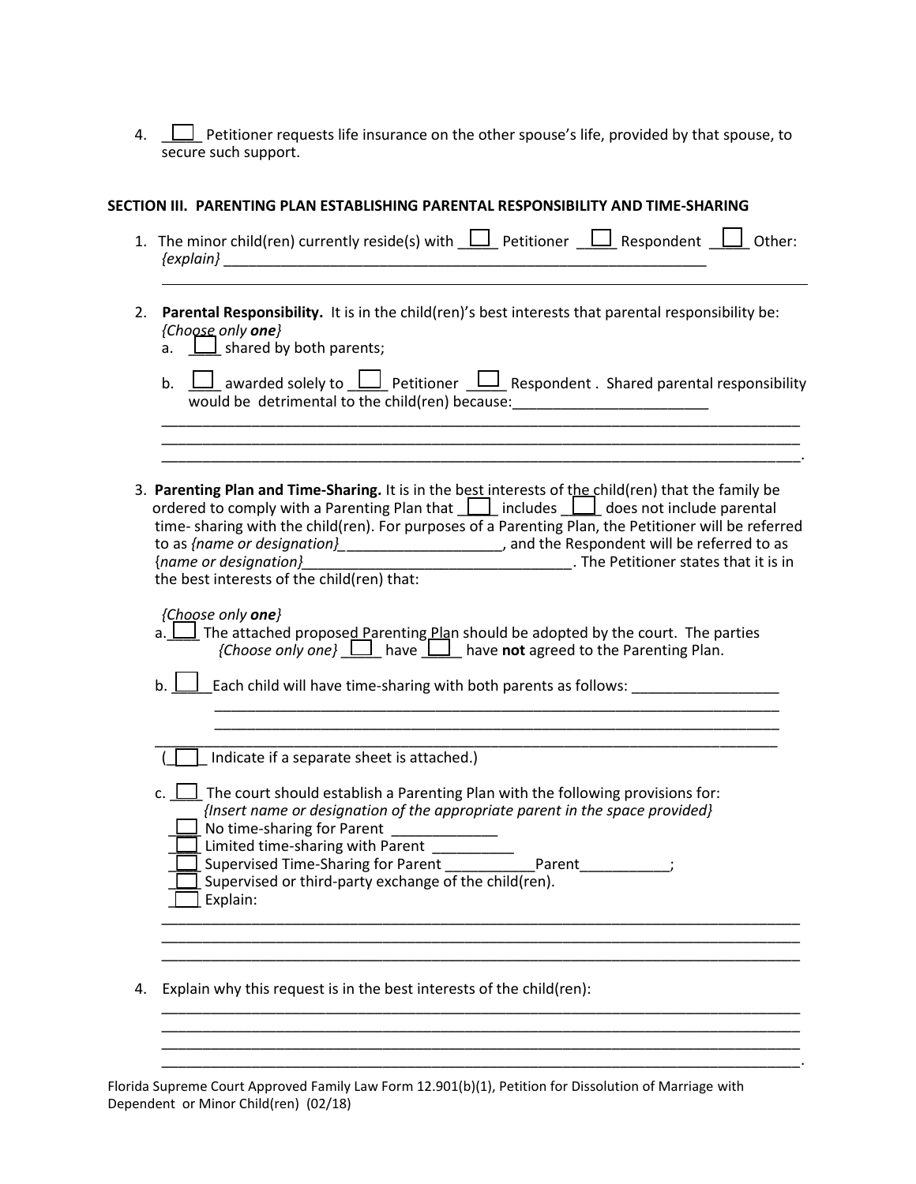4. ____ Petitioner requests life insurance on the other spouse's life, provided by that spouse, to secure such support.

**SECTION III. PARENTING PLAN ESTABLISHING PARENTAL RESPONSIBILITY AND TIME-SHARING**

1. The minor child(ren) currently reside(s) with ____ Petitioner ____ Respondent ____ Other: *{explain}* ____________________________________________________________
_____________________________________________________________________________

2. **Parental Responsibility.** It is in the child(ren)'s best interests that parental responsibility be: *{Choose only **one**}*
   a. ____ shared by both parents;
   b. ____ awarded solely to ____ Petitioner ____ Respondent . Shared parental responsibility would be detrimental to the child(ren) because:________________________
   _____________________________________________________________________________
   _____________________________________________________________________________
   _____________________________________________________________________________.

3. **Parenting Plan and Time-Sharing.** It is in the best interests of the child(ren) that the family be ordered to comply with a Parenting Plan that ____ includes ____ does not include parental time- sharing with the child(ren). For purposes of a Parenting Plan, the Petitioner will be referred to as *{name or designation}*___________________, and the Respondent will be referred to as {*name or designation}*_______________________________. The Petitioner states that it is in the best interests of the child(ren) that:

   *{Choose only **one**}*
   a. ____ The attached proposed Parenting Plan should be adopted by the court. The parties *{Choose only one}* ____ have ____ have **not** agreed to the Parenting Plan.

   b. ____ Each child will have time-sharing with both parents as follows: _________________
   _________________________________________________________________________
   _________________________________________________________________________
   _________________________________________________________________________
   (____ Indicate if a separate sheet is attached.)

   c. ____ The court should establish a Parenting Plan with the following provisions for: *{Insert name or designation of the appropriate parent in the space provided}*
   ____ No time-sharing for Parent _____________
   ____ Limited time-sharing with Parent __________
   ____ Supervised Time-Sharing for Parent ___________Parent___________;
   ____ Supervised or third-party exchange of the child(ren).
   ____ Explain:
   _____________________________________________________________________________
   _____________________________________________________________________________
   _____________________________________________________________________________

4. Explain why this request is in the best interests of the child(ren):
_____________________________________________________________________________
_____________________________________________________________________________
_____________________________________________________________________________
_____________________________________________________________________________.

Florida Supreme Court Approved Family Law Form 12.901(b)(1), Petition for Dissolution of Marriage with Dependent or Minor Child(ren) (02/18)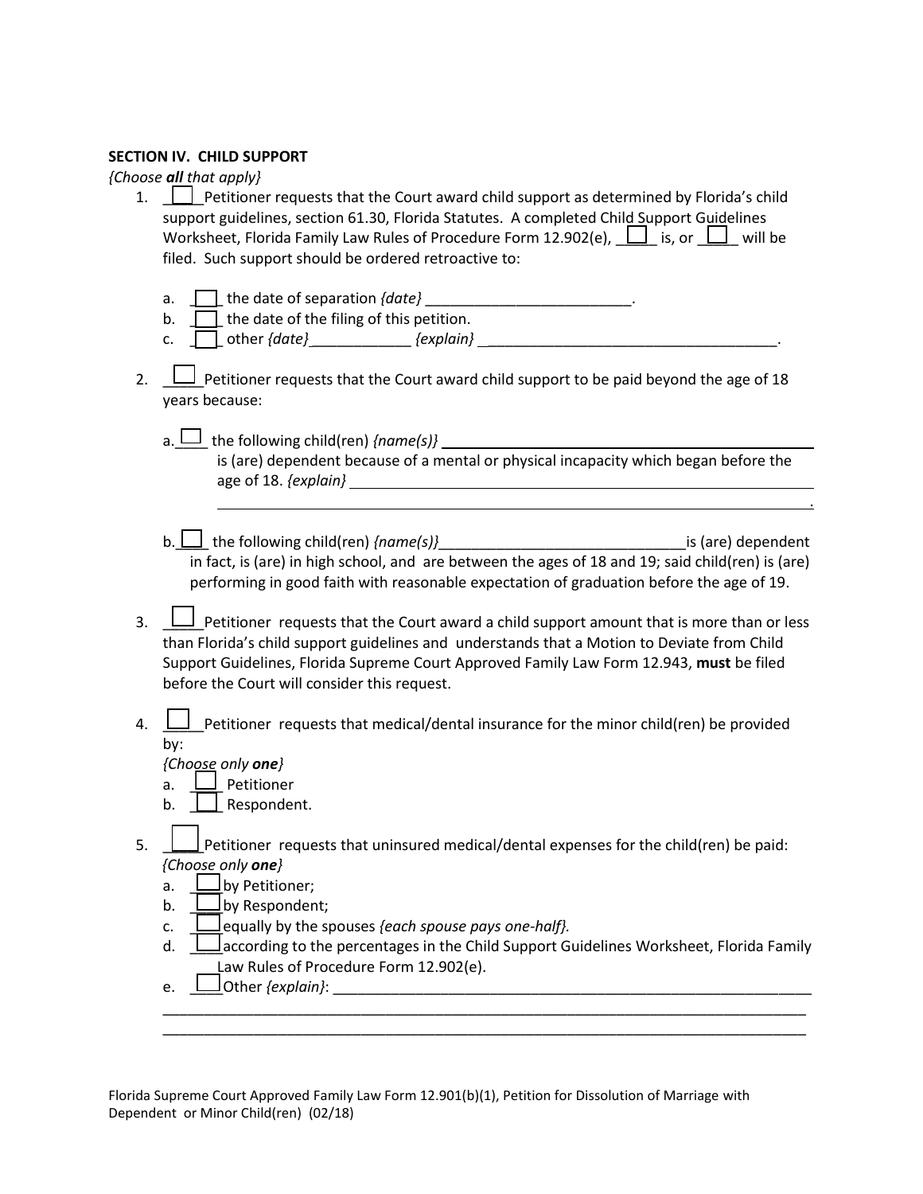**SECTION IV. CHILD SUPPORT**

*{Choose **all** that apply}*

1. ____ Petitioner requests that the Court award child support as determined by Florida's child support guidelines, section 61.30, Florida Statutes. A completed Child Support Guidelines Worksheet, Florida Family Law Rules of Procedure Form 12.902(e), _____ is, or _____ will be filed. Such support should be ordered retroactive to:

   a. ___ the date of separation *{date}* _________________________.
   b. ___ the date of the filing of this petition.
   c. ___ other *{date}*____________ *{explain}* ____________________________________.

2. ____ Petitioner requests that the Court award child support to be paid beyond the age of 18 years because:

   a.____ the following child(ren) *{name(s)}* ______________________________________________ is (are) dependent because of a mental or physical incapacity which began before the age of 18. *{explain}* ____________________________________________________________ ____________________________________________________________________________.

   b.____ the following child(ren) *{name(s)}*______________________________is (are) dependent in fact, is (are) in high school, and are between the ages of 18 and 19; said child(ren) is (are) performing in good faith with reasonable expectation of graduation before the age of 19.

3. ____ Petitioner requests that the Court award a child support amount that is more than or less than Florida's child support guidelines and understands that a Motion to Deviate from Child Support Guidelines, Florida Supreme Court Approved Family Law Form 12.943, **must** be filed before the Court will consider this request.

4. ____ Petitioner requests that medical/dental insurance for the minor child(ren) be provided by:
   *{Choose only **one**}*
   a. ___ Petitioner
   b. ___ Respondent.

5. ____ Petitioner requests that uninsured medical/dental expenses for the child(ren) be paid:
   *{Choose only **one**}*
   a. ___ by Petitioner;
   b. ___ by Respondent;
   c. ___ equally by the spouses *{each spouse pays one-half}.*
   d. ___ according to the percentages in the Child Support Guidelines Worksheet, Florida Family Law Rules of Procedure Form 12.902(e).
   e. ___ Other *{explain}*: ____________________________________________________________
   ________________________________________________________________________________
   ________________________________________________________________________________

Florida Supreme Court Approved Family Law Form 12.901(b)(1), Petition for Dissolution of Marriage with Dependent or Minor Child(ren) (02/18)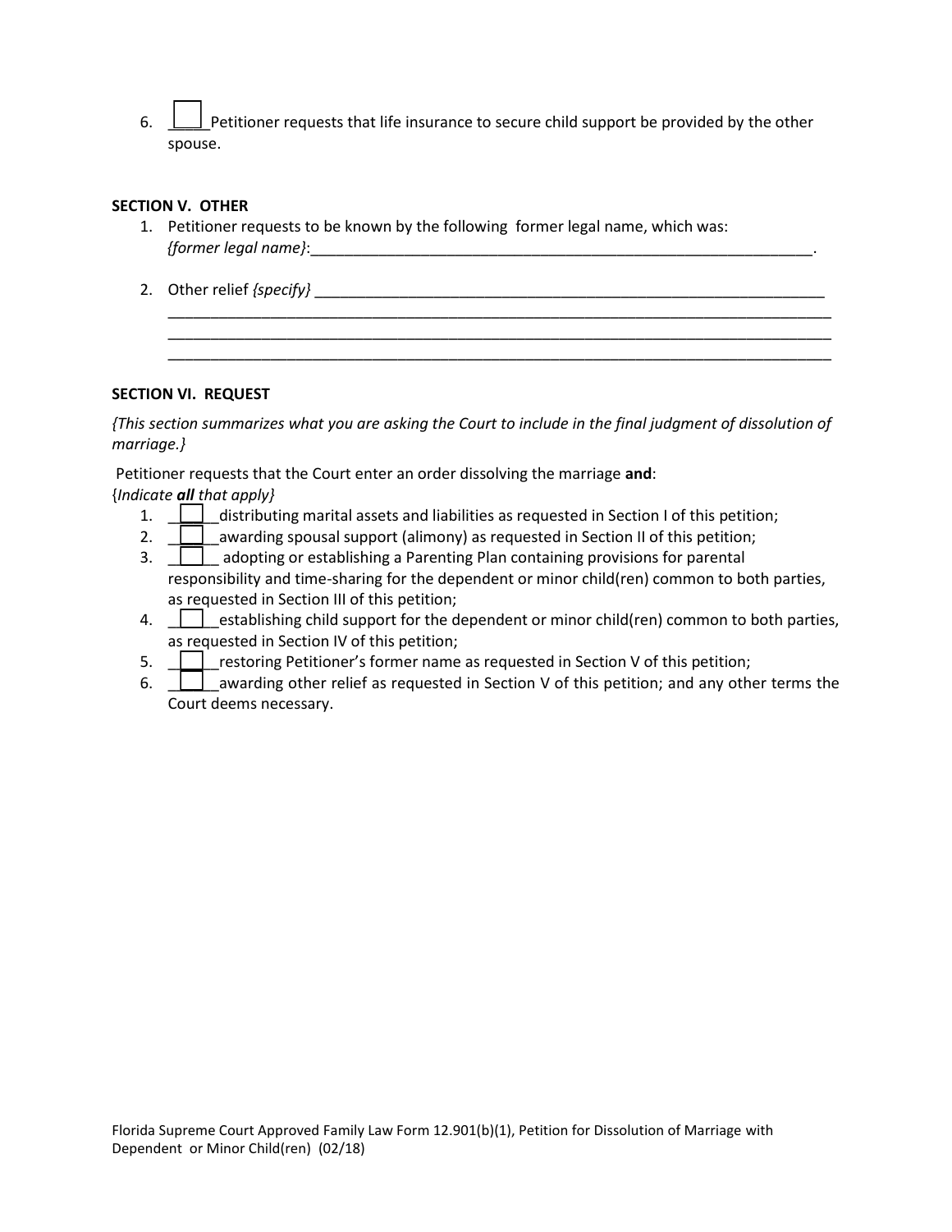6. ____ Petitioner requests that life insurance to secure child support be provided by the other spouse.

**SECTION V. OTHER**

1. Petitioner requests to be known by the following former legal name, which was: *{former legal name}*:_______________________________________________________________.

2. Other relief *{specify}* _______________________________________________________________
   ___________________________________________________________________________________
   ___________________________________________________________________________________
   ___________________________________________________________________________________

**SECTION VI. REQUEST**

*{This section summarizes what you are asking the Court to include in the final judgment of dissolution of marriage.}*

Petitioner requests that the Court enter an order dissolving the marriage **and**:
{*Indicate **all** that apply}*

1. _____ distributing marital assets and liabilities as requested in Section I of this petition;
2. _____ awarding spousal support (alimony) as requested in Section II of this petition;
3. _____ adopting or establishing a Parenting Plan containing provisions for parental responsibility and time-sharing for the dependent or minor child(ren) common to both parties, as requested in Section III of this petition;
4. _____ establishing child support for the dependent or minor child(ren) common to both parties, as requested in Section IV of this petition;
5. _____ restoring Petitioner's former name as requested in Section V of this petition;
6. _____ awarding other relief as requested in Section V of this petition; and any other terms the Court deems necessary.

Florida Supreme Court Approved Family Law Form 12.901(b)(1), Petition for Dissolution of Marriage with Dependent or Minor Child(ren) (02/18)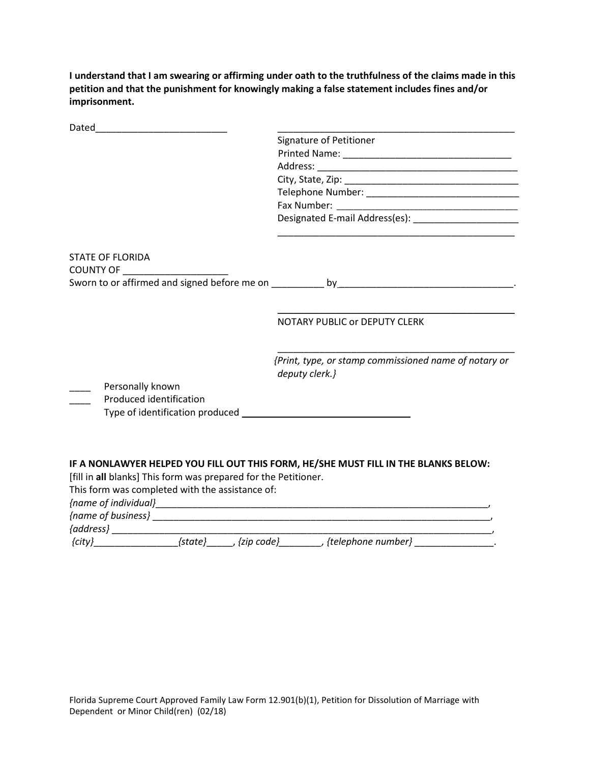**I understand that I am swearing or affirming under oath to the truthfulness of the claims made in this petition and that the punishment for knowingly making a false statement includes fines and/or imprisonment.**

Dated_________________________

_______________________________________________
Signature of Petitioner
Printed Name: ________________________________
Address: _____________________________________
City, State, Zip: ________________________________
Telephone Number: _____________________________
Fax Number: __________________________________
Designated E-mail Address(es): ____________________
_______________________________________________

STATE OF FLORIDA
COUNTY OF ____________________
Sworn to or affirmed and signed before me on __________ by_________________________________.

_______________________________________________
NOTARY PUBLIC or DEPUTY CLERK

_______________________________________________
*{Print, type, or stamp commissioned name of notary or deputy clerk.}*

____ Personally known
____ Produced identification
Type of identification produced ______________________________

**IF A NONLAWYER HELPED YOU FILL OUT THIS FORM, HE/SHE MUST FILL IN THE BLANKS BELOW:**
[fill in **all** blanks] This form was prepared for the Petitioner.
This form was completed with the assistance of:
*{name of individual}*_________________________________________________________________,
*{name of business}* __________________________________________________________________,
*{address}* _________________________________________________________________________,
*{city}*________________*{state}*_____, *{zip code}*________, *{telephone number}* _______________.

Florida Supreme Court Approved Family Law Form 12.901(b)(1), Petition for Dissolution of Marriage with Dependent or Minor Child(ren) (02/18)